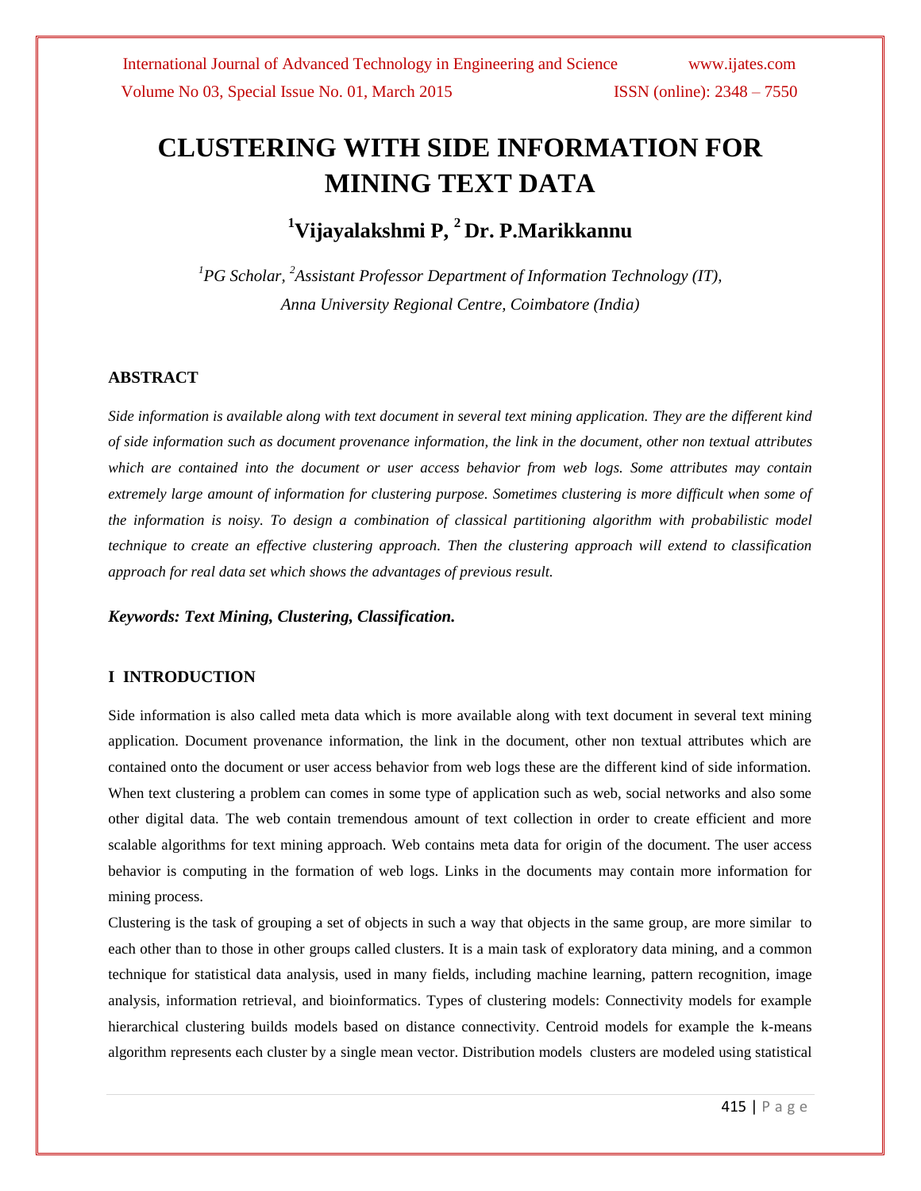# CLUSTERING WITH SIDE INFORMATION FOR MINING TEXT DATA

## [1]Vijayalakshmi P, [2] Dr. P.Marikkannu

*[1]PG Scholar, [2]Assistant Professor Department of Information Technology (IT), Anna University Regional Centre, Coimbatore (India)*

### ABSTRACT

*Side information is available along with text document in several text mining application. They are the different kind of side information such as document provenance information, the link in the document, other non textual attributes which are contained into the document or user access behavior from web logs. Some attributes may contain extremely large amount of information for clustering purpose. Sometimes clustering is more difficult when some of the information is noisy. To design a combination of classical partitioning algorithm with probabilistic model technique to create an effective clustering approach. Then the clustering approach will extend to classification approach for real data set which shows the advantages of previous result.*

***Keywords: Text Mining, Clustering, Classification.***

### I INTRODUCTION

Side information is also called meta data which is more available along with text document in several text mining application. Document provenance information, the link in the document, other non textual attributes which are contained onto the document or user access behavior from web logs these are the different kind of side information. When text clustering a problem can comes in some type of application such as web, social networks and also some other digital data. The web contain tremendous amount of text collection in order to create efficient and more scalable algorithms for text mining approach. Web contains meta data for origin of the document. The user access behavior is computing in the formation of web logs. Links in the documents may contain more information for mining process.

Clustering is the task of grouping a set of objects in such a way that objects in the same group, are more similar to each other than to those in other groups called clusters. It is a main task of exploratory data mining, and a common technique for statistical data analysis, used in many fields, including machine learning, pattern recognition, image analysis, information retrieval, and bioinformatics. Types of clustering models: Connectivity models for example hierarchical clustering builds models based on distance connectivity. Centroid models for example the k-means algorithm represents each cluster by a single mean vector. Distribution models clusters are modeled using statistical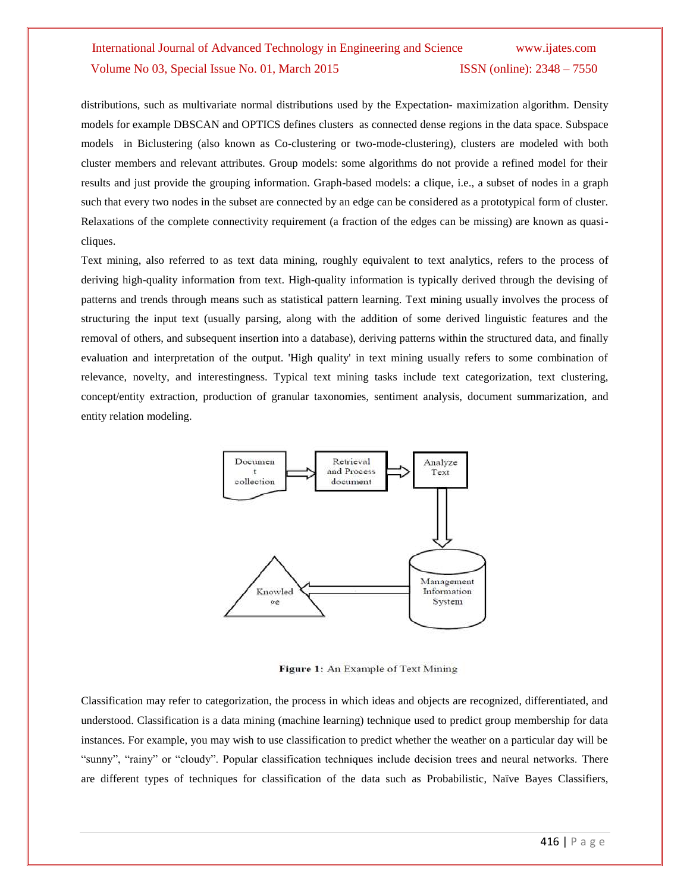distributions, such as multivariate normal distributions used by the Expectation- maximization algorithm. Density models for example DBSCAN and OPTICS defines clusters as connected dense regions in the data space. Subspace models in Biclustering (also known as Co-clustering or two-mode-clustering), clusters are modeled with both cluster members and relevant attributes. Group models: some algorithms do not provide a refined model for their results and just provide the grouping information. Graph-based models: a clique, i.e., a subset of nodes in a graph such that every two nodes in the subset are connected by an edge can be considered as a prototypical form of cluster. Relaxations of the complete connectivity requirement (a fraction of the edges can be missing) are known as quasi-cliques.

Text mining, also referred to as text data mining, roughly equivalent to text analytics, refers to the process of deriving high-quality information from text. High-quality information is typically derived through the devising of patterns and trends through means such as statistical pattern learning. Text mining usually involves the process of structuring the input text (usually parsing, along with the addition of some derived linguistic features and the removal of others, and subsequent insertion into a database), deriving patterns within the structured data, and finally evaluation and interpretation of the output. 'High quality' in text mining usually refers to some combination of relevance, novelty, and interestingness. Typical text mining tasks include text categorization, text clustering, concept/entity extraction, production of granular taxonomies, sentiment analysis, document summarization, and entity relation modeling.

Document collection

Retrieval and Process document

Analyze Text

Management Information System

Knowledge

**Figure 1**: An Example of Text Mining

Classification may refer to categorization, the process in which ideas and objects are recognized, differentiated, and understood. Classification is a data mining (machine learning) technique used to predict group membership for data instances. For example, you may wish to use classification to predict whether the weather on a particular day will be "sunny", "rainy" or "cloudy". Popular classification techniques include decision trees and neural networks. There are different types of techniques for classification of the data such as Probabilistic, Naïve Bayes Classifiers,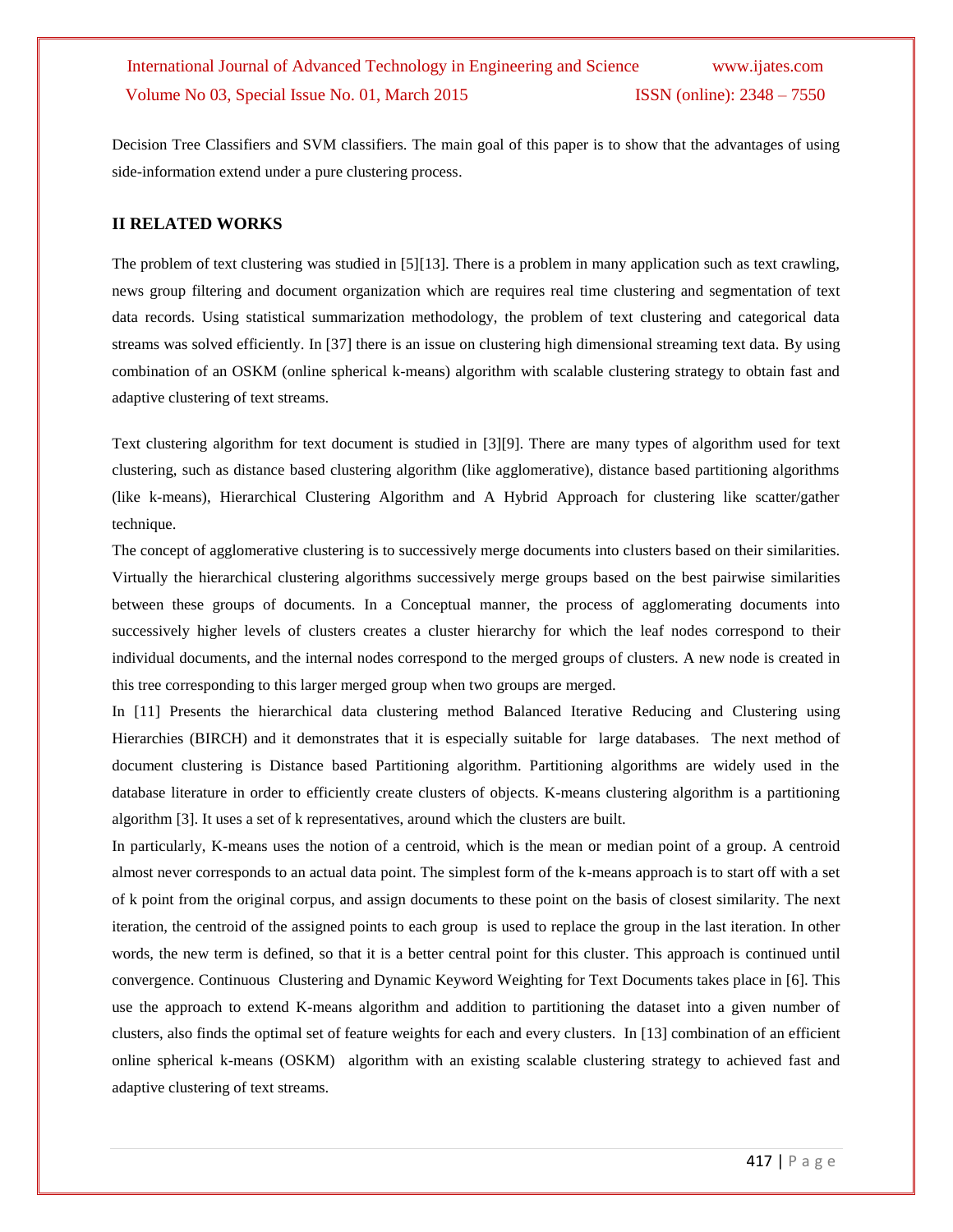Decision Tree Classifiers and SVM classifiers. The main goal of this paper is to show that the advantages of using side-information extend under a pure clustering process.

## II RELATED WORKS

The problem of text clustering was studied in [5][13]. There is a problem in many application such as text crawling, news group filtering and document organization which are requires real time clustering and segmentation of text data records. Using statistical summarization methodology, the problem of text clustering and categorical data streams was solved efficiently. In [37] there is an issue on clustering high dimensional streaming text data. By using combination of an OSKM (online spherical k-means) algorithm with scalable clustering strategy to obtain fast and adaptive clustering of text streams.

Text clustering algorithm for text document is studied in [3][9]. There are many types of algorithm used for text clustering, such as distance based clustering algorithm (like agglomerative), distance based partitioning algorithms (like k-means), Hierarchical Clustering Algorithm and A Hybrid Approach for clustering like scatter/gather technique.

The concept of agglomerative clustering is to successively merge documents into clusters based on their similarities. Virtually the hierarchical clustering algorithms successively merge groups based on the best pairwise similarities between these groups of documents. In a Conceptual manner, the process of agglomerating documents into successively higher levels of clusters creates a cluster hierarchy for which the leaf nodes correspond to their individual documents, and the internal nodes correspond to the merged groups of clusters. A new node is created in this tree corresponding to this larger merged group when two groups are merged.

In [11] Presents the hierarchical data clustering method Balanced Iterative Reducing and Clustering using Hierarchies (BIRCH) and it demonstrates that it is especially suitable for large databases. The next method of document clustering is Distance based Partitioning algorithm. Partitioning algorithms are widely used in the database literature in order to efficiently create clusters of objects. K-means clustering algorithm is a partitioning algorithm [3]. It uses a set of k representatives, around which the clusters are built.

In particularly, K-means uses the notion of a centroid, which is the mean or median point of a group. A centroid almost never corresponds to an actual data point. The simplest form of the k-means approach is to start off with a set of k point from the original corpus, and assign documents to these point on the basis of closest similarity. The next iteration, the centroid of the assigned points to each group is used to replace the group in the last iteration. In other words, the new term is defined, so that it is a better central point for this cluster. This approach is continued until convergence. Continuous Clustering and Dynamic Keyword Weighting for Text Documents takes place in [6]. This use the approach to extend K-means algorithm and addition to partitioning the dataset into a given number of clusters, also finds the optimal set of feature weights for each and every clusters. In [13] combination of an efficient online spherical k-means (OSKM) algorithm with an existing scalable clustering strategy to achieved fast and adaptive clustering of text streams.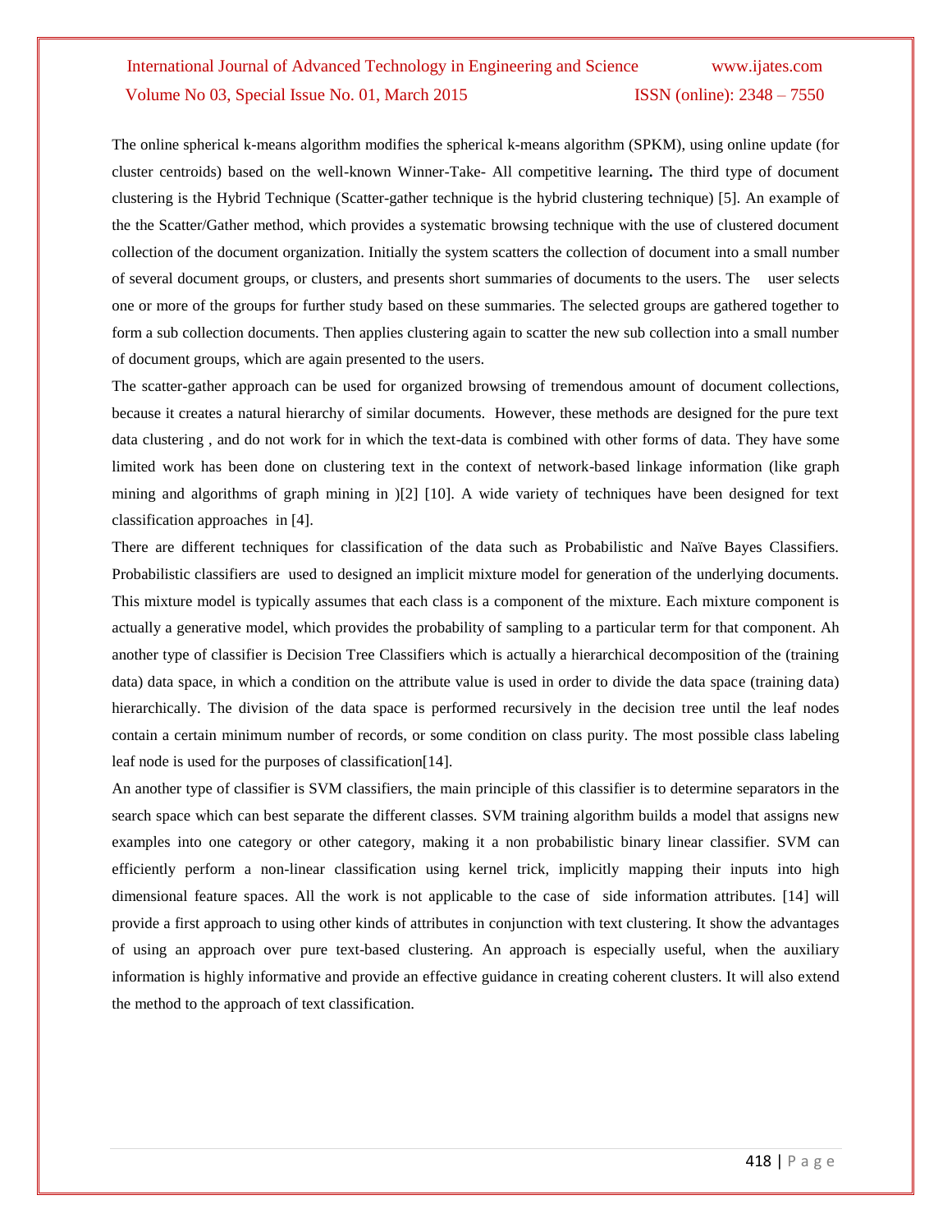The online spherical k-means algorithm modifies the spherical k-means algorithm (SPKM), using online update (for cluster centroids) based on the well-known Winner-Take- All competitive learning**.** The third type of document clustering is the Hybrid Technique (Scatter-gather technique is the hybrid clustering technique) [5]. An example of the the Scatter/Gather method, which provides a systematic browsing technique with the use of clustered document collection of the document organization. Initially the system scatters the collection of document into a small number of several document groups, or clusters, and presents short summaries of documents to the users. The user selects one or more of the groups for further study based on these summaries. The selected groups are gathered together to form a sub collection documents. Then applies clustering again to scatter the new sub collection into a small number of document groups, which are again presented to the users.

The scatter-gather approach can be used for organized browsing of tremendous amount of document collections, because it creates a natural hierarchy of similar documents. However, these methods are designed for the pure text data clustering , and do not work for in which the text-data is combined with other forms of data. They have some limited work has been done on clustering text in the context of network-based linkage information (like graph mining and algorithms of graph mining in )[2] [10]. A wide variety of techniques have been designed for text classification approaches in [4].

There are different techniques for classification of the data such as Probabilistic and Naïve Bayes Classifiers. Probabilistic classifiers are used to designed an implicit mixture model for generation of the underlying documents. This mixture model is typically assumes that each class is a component of the mixture. Each mixture component is actually a generative model, which provides the probability of sampling to a particular term for that component. Ah another type of classifier is Decision Tree Classifiers which is actually a hierarchical decomposition of the (training data) data space, in which a condition on the attribute value is used in order to divide the data space (training data) hierarchically. The division of the data space is performed recursively in the decision tree until the leaf nodes contain a certain minimum number of records, or some condition on class purity. The most possible class labeling leaf node is used for the purposes of classification[14].

An another type of classifier is SVM classifiers, the main principle of this classifier is to determine separators in the search space which can best separate the different classes. SVM training algorithm builds a model that assigns new examples into one category or other category, making it a non probabilistic binary linear classifier. SVM can efficiently perform a non-linear classification using kernel trick, implicitly mapping their inputs into high dimensional feature spaces. All the work is not applicable to the case of side information attributes. [14] will provide a first approach to using other kinds of attributes in conjunction with text clustering. It show the advantages of using an approach over pure text-based clustering. An approach is especially useful, when the auxiliary information is highly informative and provide an effective guidance in creating coherent clusters. It will also extend the method to the approach of text classification.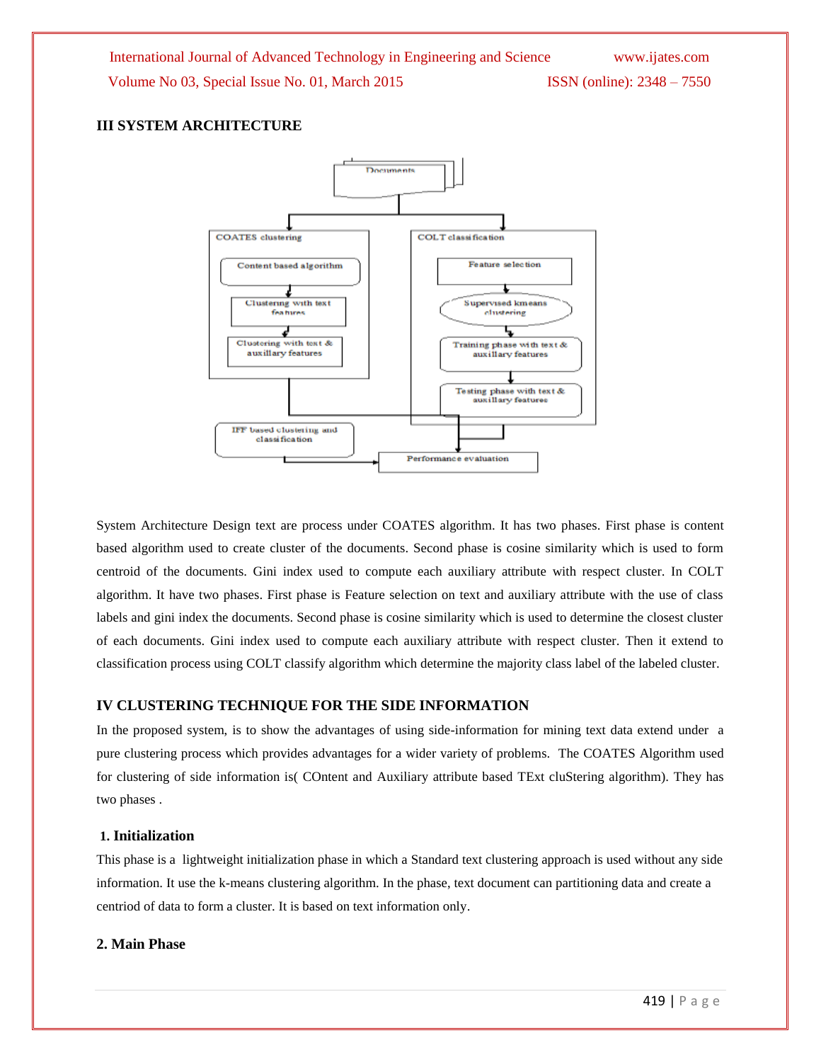## III SYSTEM ARCHITECTURE

System Architecture Design text are process under COATES algorithm. It has two phases. First phase is content based algorithm used to create cluster of the documents. Second phase is cosine similarity which is used to form centroid of the documents. Gini index used to compute each auxiliary attribute with respect cluster. In COLT algorithm. It have two phases. First phase is Feature selection on text and auxiliary attribute with the use of class labels and gini index the documents. Second phase is cosine similarity which is used to determine the closest cluster of each documents. Gini index used to compute each auxiliary attribute with respect cluster. Then it extend to classification process using COLT classify algorithm which determine the majority class label of the labeled cluster.

## IV CLUSTERING TECHNIQUE FOR THE SIDE INFORMATION

In the proposed system, is to show the advantages of using side-information for mining text data extend under a pure clustering process which provides advantages for a wider variety of problems. The COATES Algorithm used for clustering of side information is( COntent and Auxiliary attribute based TExt cluStering algorithm). They has two phases .

### 1. Initialization

This phase is a lightweight initialization phase in which a Standard text clustering approach is used without any side information. It use the k-means clustering algorithm. In the phase, text document can partitioning data and create a centriod of data to form a cluster. It is based on text information only.

### 2. Main Phase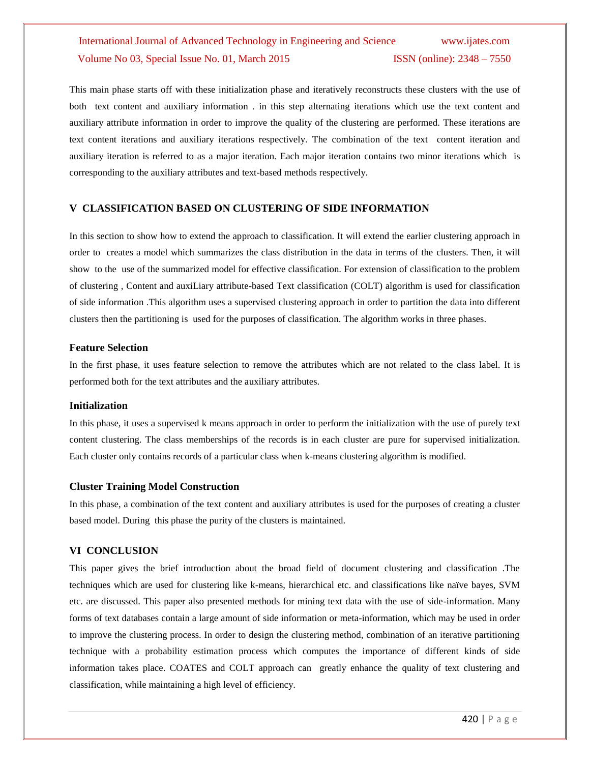This main phase starts off with these initialization phase and iteratively reconstructs these clusters with the use of both text content and auxiliary information . in this step alternating iterations which use the text content and auxiliary attribute information in order to improve the quality of the clustering are performed. These iterations are text content iterations and auxiliary iterations respectively. The combination of the text content iteration and auxiliary iteration is referred to as a major iteration. Each major iteration contains two minor iterations which is corresponding to the auxiliary attributes and text-based methods respectively.

## V CLASSIFICATION BASED ON CLUSTERING OF SIDE INFORMATION

In this section to show how to extend the approach to classification. It will extend the earlier clustering approach in order to creates a model which summarizes the class distribution in the data in terms of the clusters. Then, it will show to the use of the summarized model for effective classification. For extension of classification to the problem of clustering , Content and auxiLiary attribute-based Text classification (COLT) algorithm is used for classification of side information .This algorithm uses a supervised clustering approach in order to partition the data into different clusters then the partitioning is used for the purposes of classification. The algorithm works in three phases.

### Feature Selection

In the first phase, it uses feature selection to remove the attributes which are not related to the class label. It is performed both for the text attributes and the auxiliary attributes.

### Initialization

In this phase, it uses a supervised k means approach in order to perform the initialization with the use of purely text content clustering. The class memberships of the records is in each cluster are pure for supervised initialization. Each cluster only contains records of a particular class when k-means clustering algorithm is modified.

### Cluster Training Model Construction

In this phase, a combination of the text content and auxiliary attributes is used for the purposes of creating a cluster based model. During this phase the purity of the clusters is maintained.

## VI CONCLUSION

This paper gives the brief introduction about the broad field of document clustering and classification .The techniques which are used for clustering like k-means, hierarchical etc. and classifications like naïve bayes, SVM etc. are discussed. This paper also presented methods for mining text data with the use of side-information. Many forms of text databases contain a large amount of side information or meta-information, which may be used in order to improve the clustering process. In order to design the clustering method, combination of an iterative partitioning technique with a probability estimation process which computes the importance of different kinds of side information takes place. COATES and COLT approach can greatly enhance the quality of text clustering and classification, while maintaining a high level of efficiency.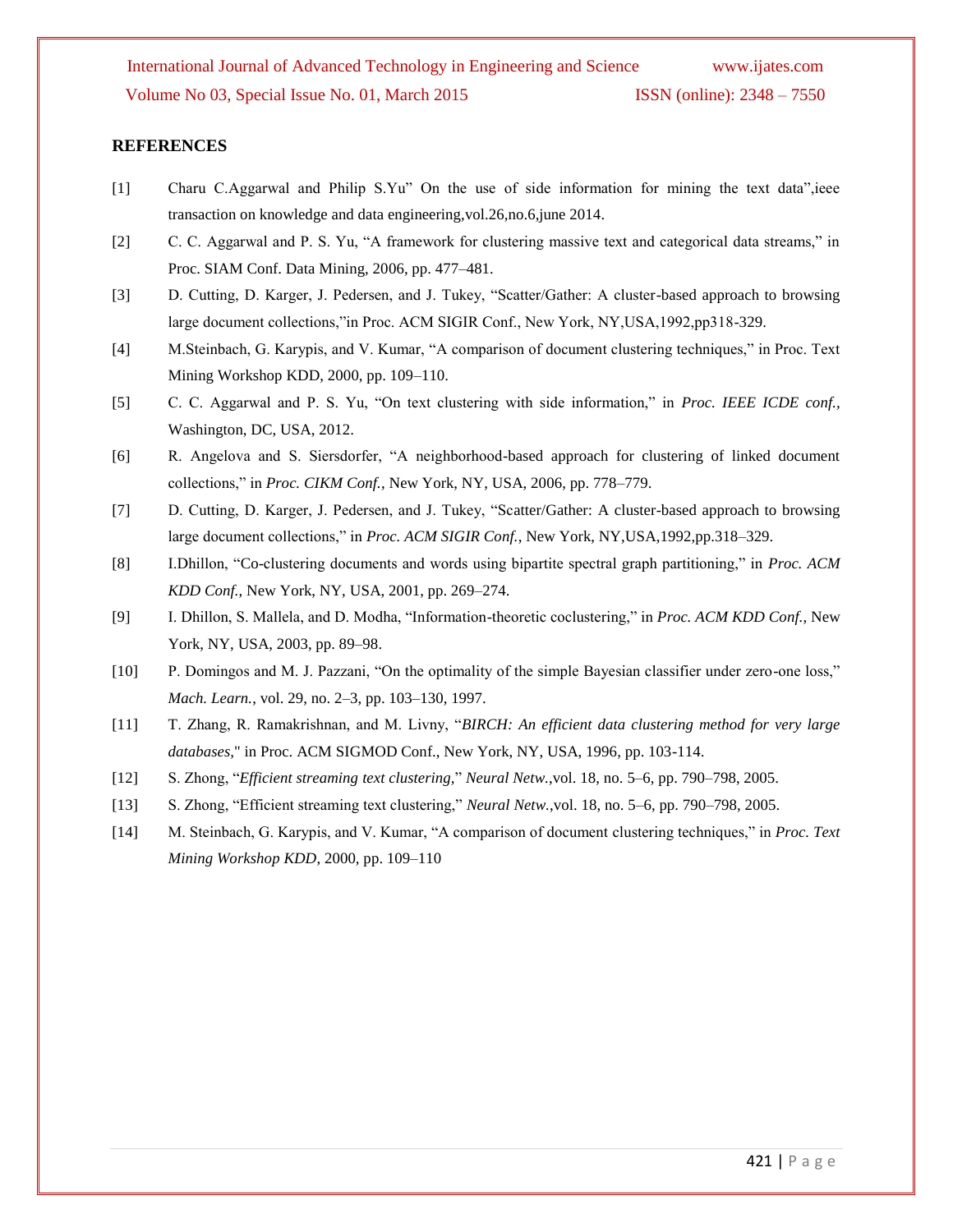## REFERENCES

[1] Charu C.Aggarwal and Philip S.Yu" On the use of side information for mining the text data",ieee transaction on knowledge and data engineering,vol.26,no.6,june 2014.

[2] C. C. Aggarwal and P. S. Yu, "A framework for clustering massive text and categorical data streams," in Proc. SIAM Conf. Data Mining, 2006, pp. 477–481.

[3] D. Cutting, D. Karger, J. Pedersen, and J. Tukey, "Scatter/Gather: A cluster-based approach to browsing large document collections,"in Proc. ACM SIGIR Conf., New York, NY,USA,1992,pp318-329.

[4] M.Steinbach, G. Karypis, and V. Kumar, "A comparison of document clustering techniques," in Proc. Text Mining Workshop KDD, 2000, pp. 109–110.

[5] C. C. Aggarwal and P. S. Yu, "On text clustering with side information," in *Proc. IEEE ICDE conf.*, Washington, DC, USA, 2012.

[6] R. Angelova and S. Siersdorfer, "A neighborhood-based approach for clustering of linked document collections," in *Proc. CIKM Conf.*, New York, NY, USA, 2006, pp. 778–779.

[7] D. Cutting, D. Karger, J. Pedersen, and J. Tukey, "Scatter/Gather: A cluster-based approach to browsing large document collections," in *Proc. ACM SIGIR Conf.*, New York, NY,USA,1992,pp.318–329.

[8] I.Dhillon, "Co-clustering documents and words using bipartite spectral graph partitioning," in *Proc. ACM KDD Conf.*, New York, NY, USA, 2001, pp. 269–274.

[9] I. Dhillon, S. Mallela, and D. Modha, "Information-theoretic coclustering," in *Proc. ACM KDD Conf.*, New York, NY, USA, 2003, pp. 89–98.

[10] P. Domingos and M. J. Pazzani, "On the optimality of the simple Bayesian classifier under zero-one loss," *Mach. Learn.*, vol. 29, no. 2–3, pp. 103–130, 1997.

[11] T. Zhang, R. Ramakrishnan, and M. Livny, "*BIRCH: An efficient data clustering method for very large databases,*" in Proc. ACM SIGMOD Conf., New York, NY, USA, 1996, pp. 103-114.

[12] S. Zhong, "*Efficient streaming text clustering,*" *Neural Netw.*,vol. 18, no. 5–6, pp. 790–798, 2005.

[13] S. Zhong, "Efficient streaming text clustering," *Neural Netw.*,vol. 18, no. 5–6, pp. 790–798, 2005.

[14] M. Steinbach, G. Karypis, and V. Kumar, "A comparison of document clustering techniques," in *Proc. Text Mining Workshop KDD*, 2000, pp. 109–110